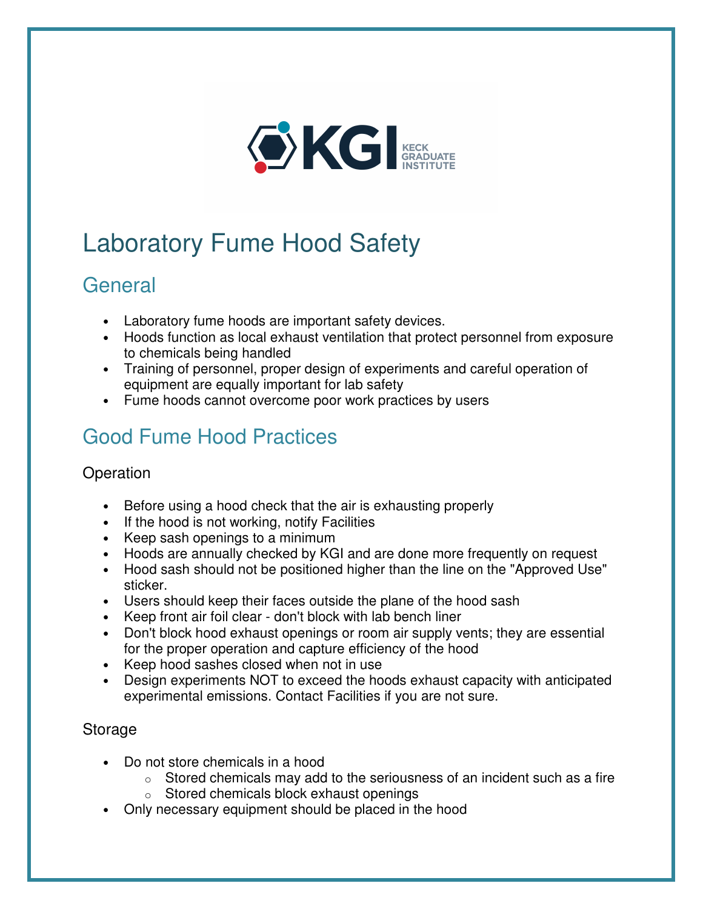# Laboratory Fume Hood Safety

## General

- Laboratory fume hoods are important safety devices.
- Hoods function as local exhaust ventilation that protect personnel from exposure to chemicals being handled
- Training of personnel, proper design of experiments and careful operation of equipment are equally important for lab safety
- Fume hoods cannot overcome poor work practices by users

## Good Fume Hood Practices

### Operation

- Before using a hood check that the air is exhausting properly
- If the hood is not working, notify Facilities
- Keep sash openings to a minimum
- Hoods are annually checked by KGI and are done more frequently on request
- Hood sash should not be positioned higher than the line on the "Approved Use" sticker.
- Users should keep their faces outside the plane of the hood sash
- Keep front air foil clear - don't block with lab bench liner
- Don't block hood exhaust openings or room air supply vents; they are essential for the proper operation and capture efficiency of the hood
- Keep hood sashes closed when not in use
- Design experiments NOT to exceed the hoods exhaust capacity with anticipated experimental emissions. Contact Facilities if you are not sure.

### Storage

- Do not store chemicals in a hood
  - Stored chemicals may add to the seriousness of an incident such as a fire
  - Stored chemicals block exhaust openings
- Only necessary equipment should be placed in the hood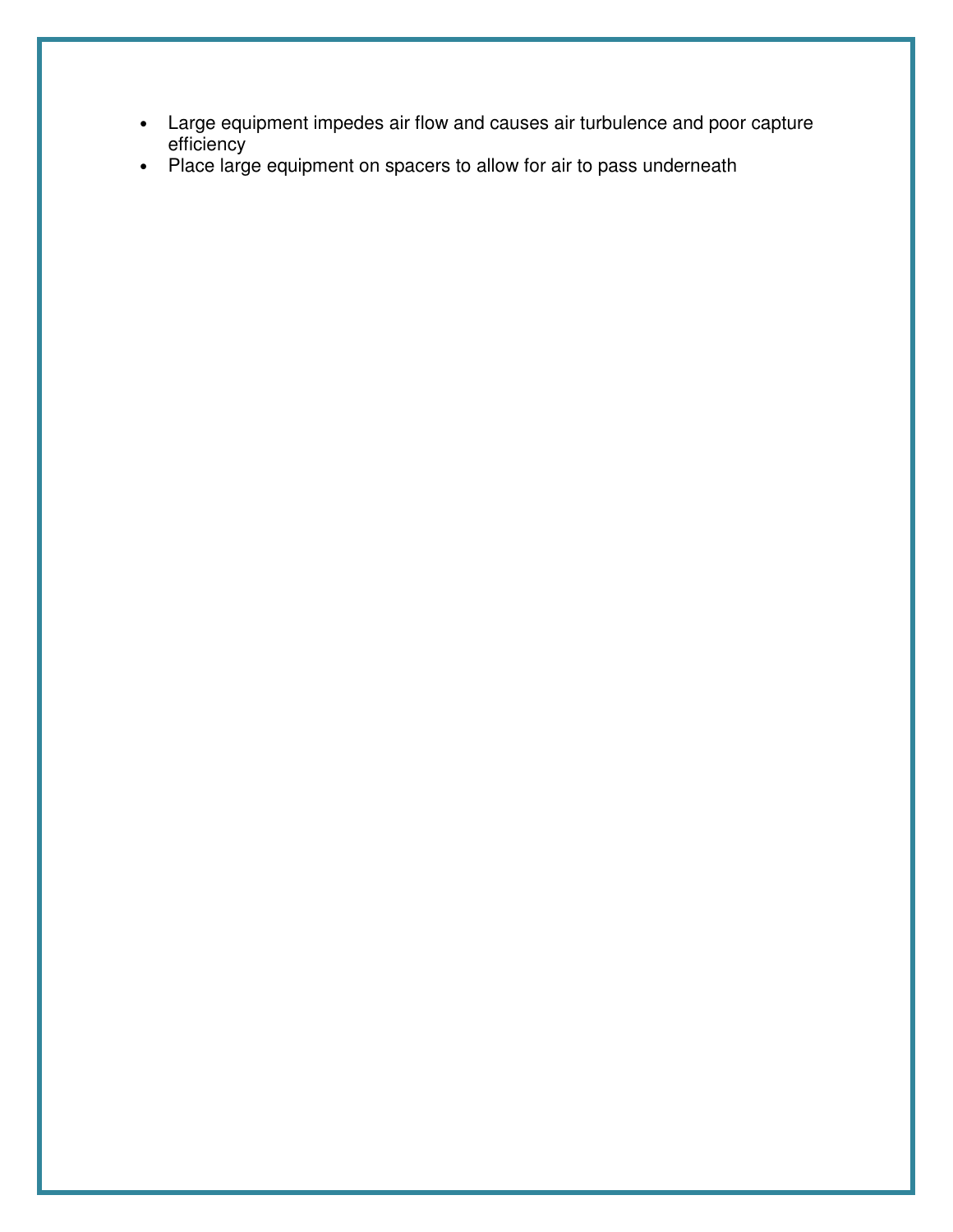- Large equipment impedes air flow and causes air turbulence and poor capture efficiency
- Place large equipment on spacers to allow for air to pass underneath